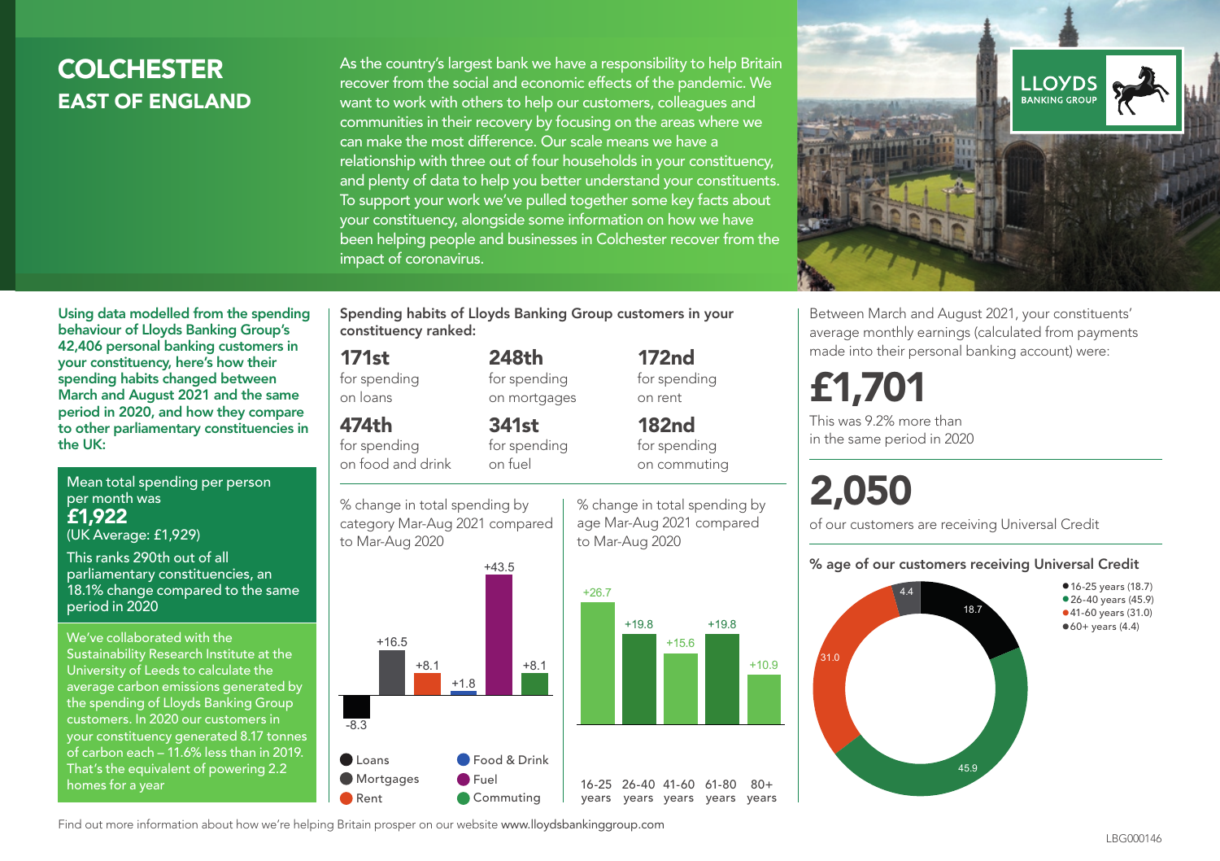# COLCHESTER
## EAST OF ENGLAND

As the country's largest bank we have a responsibility to help Britain recover from the social and economic effects of the pandemic. We want to work with others to help our customers, colleagues and communities in their recovery by focusing on the areas where we can make the most difference. Our scale means we have a relationship with three out of four households in your constituency, and plenty of data to help you better understand your constituents. To support your work we've pulled together some key facts about your constituency, alongside some information on how we have been helping people and businesses in Colchester recover from the impact of coronavirus.

LLOYDS BANKING GROUP

**Using data modelled from the spending behaviour of Lloyds Banking Group's 42,406 personal banking customers in your constituency, here's how their spending habits changed between March and August 2021 and the same period in 2020, and how they compare to other parliamentary constituencies in the UK:**

Mean total spending per person per month was
**£1,922**
(UK Average: £1,929)

This ranks 290th out of all parliamentary constituencies, an 18.1% change compared to the same period in 2020

We've collaborated with the Sustainability Research Institute at the University of Leeds to calculate the average carbon emissions generated by the spending of Lloyds Banking Group customers. In 2020 our customers in your constituency generated 8.17 tonnes of carbon each – 11.6% less than in 2019. That's the equivalent of powering 2.2 homes for a year

**Spending habits of Lloyds Banking Group customers in your constituency ranked:**

| | | |
|---|---|---|
| **171st** for spending on loans | **248th** for spending on mortgages | **172nd** for spending on rent |
| **474th** for spending on food and drink | **341st** for spending on fuel | **182nd** for spending on commuting |

% change in total spending by category Mar-Aug 2021 compared to Mar-Aug 2020

| Category | % change |
|---|---|
| Loans | -8.3 |
| Mortgages | +16.5 |
| Rent | +8.1 |
| Food & Drink | +1.8 |
| Fuel | +43.5 |
| Commuting | +8.1 |

% change in total spending by age Mar-Aug 2021 compared to Mar-Aug 2020

| Age | % change |
|---|---|
| 16-25 years | +26.7 |
| 26-40 years | +19.8 |
| 41-60 years | +15.6 |
| 61-80 years | +19.8 |
| 80+ years | +10.9 |

Between March and August 2021, your constituents' average monthly earnings (calculated from payments made into their personal banking account) were:

**£1,701**

This was 9.2% more than in the same period in 2020

**2,050**

of our customers are receiving Universal Credit

**% age of our customers receiving Universal Credit**

| Age | % |
|---|---|
| 16-25 years | 18.7 |
| 26-40 years | 45.9 |
| 41-60 years | 31.0 |
| 60+ years | 4.4 |

Find out more information about how we're helping Britain prosper on our website www.lloydsbankinggroup.com

LBG000146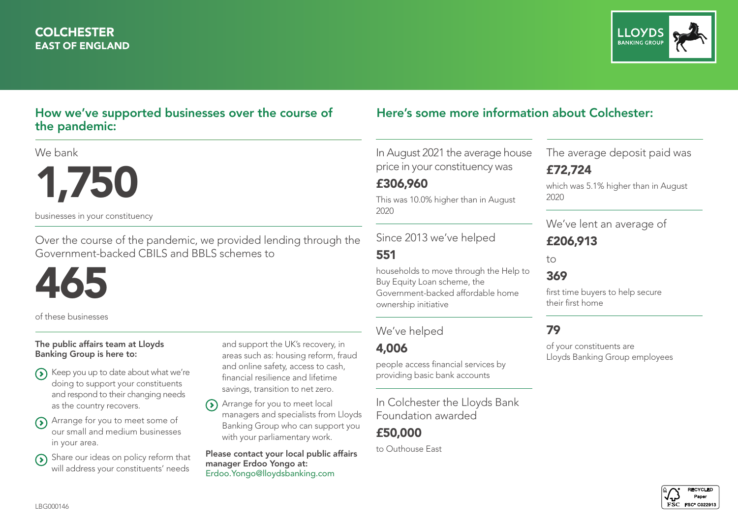**COLCHESTER**
**EAST OF ENGLAND**

## How we've supported businesses over the course of the pandemic:

We bank

# 1,750

businesses in your constituency

Over the course of the pandemic, we provided lending through the Government-backed CBILS and BBLS schemes to

# 465

of these businesses

**The public affairs team at Lloyds Banking Group is here to:**

- Keep you up to date about what we're doing to support your constituents and respond to their changing needs as the country recovers.
- Arrange for you to meet some of our small and medium businesses in your area.
- Share our ideas on policy reform that will address your constituents' needs and support the UK's recovery, in areas such as: housing reform, fraud and online safety, access to cash, financial resilience and lifetime savings, transition to net zero.
- Arrange for you to meet local managers and specialists from Lloyds Banking Group who can support you with your parliamentary work.

**Please contact your local public affairs manager Erdoo Yongo at:**
Erdoo.Yongo@lloydsbanking.com

## Here's some more information about Colchester:

In August 2021 the average house price in your constituency was

**£306,960**

This was 10.0% higher than in August 2020

Since 2013 we've helped

**551**

households to move through the Help to Buy Equity Loan scheme, the Government-backed affordable home ownership initiative

We've helped

**4,006**

people access financial services by providing basic bank accounts

In Colchester the Lloyds Bank Foundation awarded

**£50,000**

to Outhouse East

The average deposit paid was

**£72,724**

which was 5.1% higher than in August 2020

We've lent an average of

**£206,913**

to

**369**

first time buyers to help secure their first home

**79**

of your constituents are Lloyds Banking Group employees

LBG000146